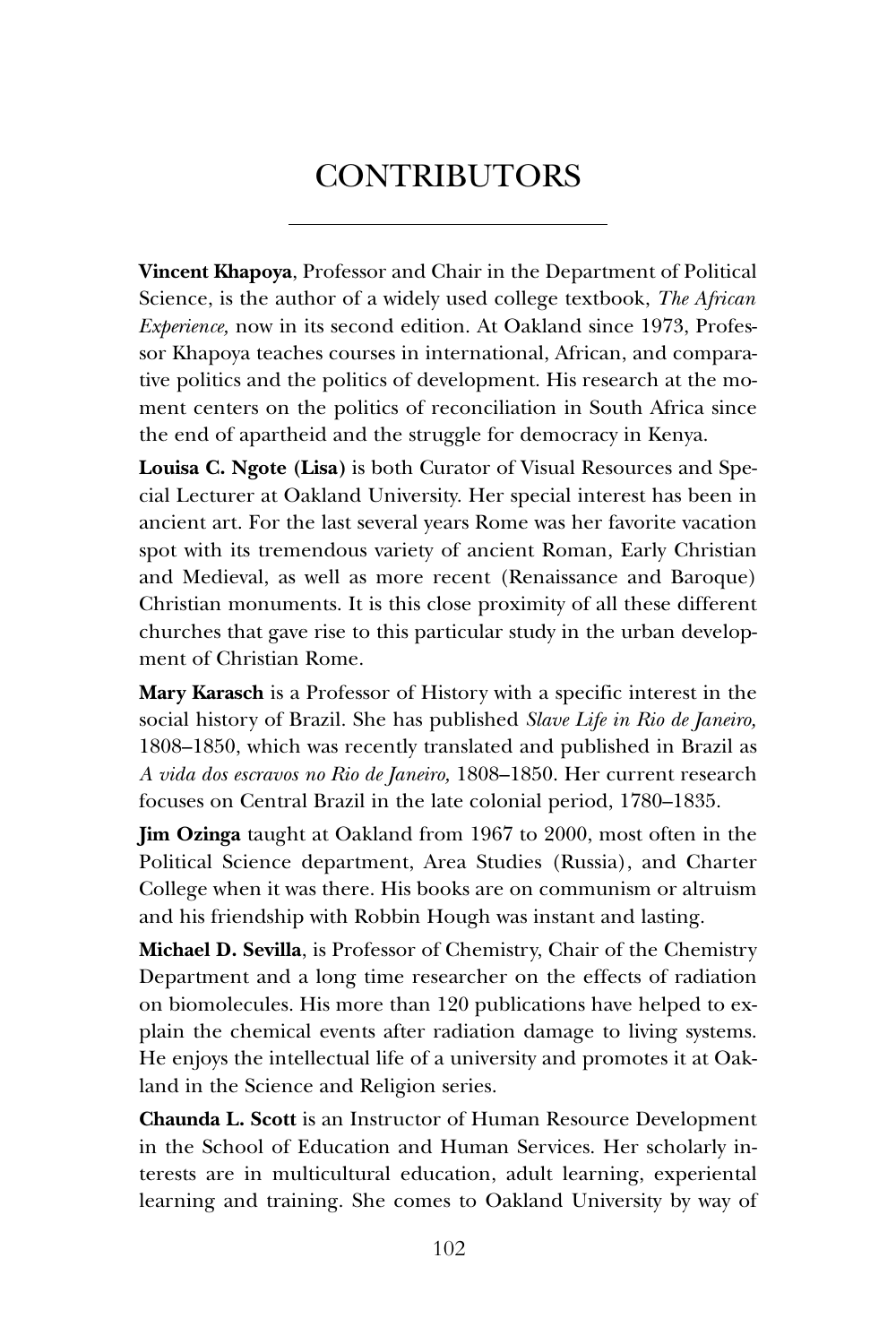# CONTRIBUTORS

**Vincent Khapoya**, Professor and Chair in the Department of Political Science, is the author of a widely used college textbook, *The African Experience,* now in its second edition. At Oakland since 1973, Professor Khapoya teaches courses in international, African, and comparative politics and the politics of development. His research at the moment centers on the politics of reconciliation in South Africa since the end of apartheid and the struggle for democracy in Kenya.

**Louisa C. Ngote (Lisa)** is both Curator of Visual Resources and Special Lecturer at Oakland University. Her special interest has been in ancient art. For the last several years Rome was her favorite vacation spot with its tremendous variety of ancient Roman, Early Christian and Medieval, as well as more recent (Renaissance and Baroque) Christian monuments. It is this close proximity of all these different churches that gave rise to this particular study in the urban development of Christian Rome.

**Mary Karasch** is a Professor of History with a specific interest in the social history of Brazil. She has published *Slave Life in Rio de Janeiro,* 1808–1850, which was recently translated and published in Brazil as *A vida dos escravos no Rio de Janeiro,* 1808–1850. Her current research focuses on Central Brazil in the late colonial period, 1780–1835.

**Jim Ozinga** taught at Oakland from 1967 to 2000, most often in the Political Science department, Area Studies (Russia), and Charter College when it was there. His books are on communism or altruism and his friendship with Robbin Hough was instant and lasting.

**Michael D. Sevilla**, is Professor of Chemistry, Chair of the Chemistry Department and a long time researcher on the effects of radiation on biomolecules. His more than 120 publications have helped to explain the chemical events after radiation damage to living systems. He enjoys the intellectual life of a university and promotes it at Oakland in the Science and Religion series.

**Chaunda L. Scott** is an Instructor of Human Resource Development in the School of Education and Human Services. Her scholarly interests are in multicultural education, adult learning, experiental learning and training. She comes to Oakland University by way of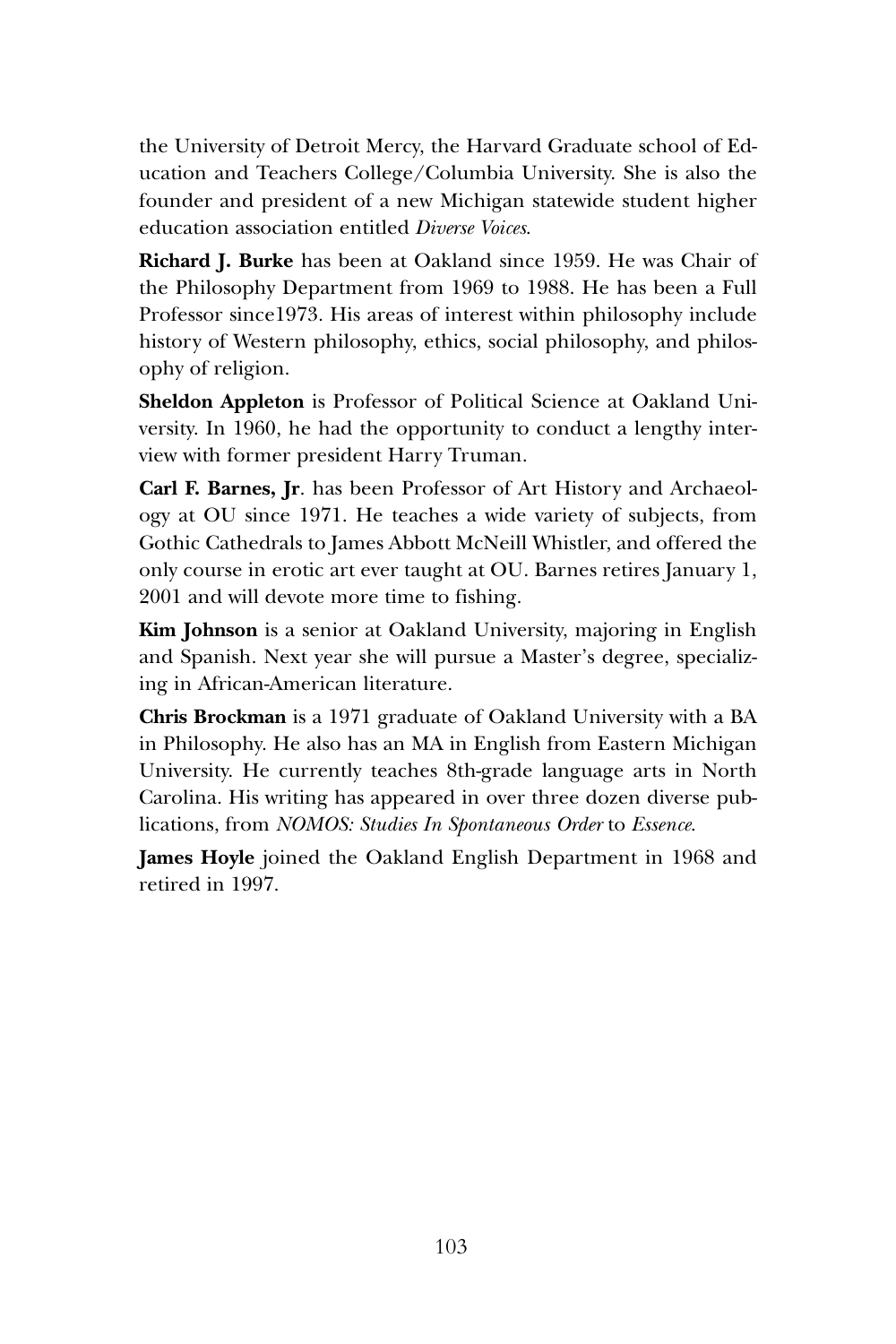the University of Detroit Mercy, the Harvard Graduate school of Education and Teachers College/Columbia University. She is also the founder and president of a new Michigan statewide student higher education association entitled *Diverse Voices*.

**Richard J. Burke** has been at Oakland since 1959. He was Chair of the Philosophy Department from 1969 to 1988. He has been a Full Professor since1973. His areas of interest within philosophy include history of Western philosophy, ethics, social philosophy, and philosophy of religion.

**Sheldon Appleton** is Professor of Political Science at Oakland University. In 1960, he had the opportunity to conduct a lengthy interview with former president Harry Truman.

**Carl F. Barnes, Jr**. has been Professor of Art History and Archaeology at OU since 1971. He teaches a wide variety of subjects, from Gothic Cathedrals to James Abbott McNeill Whistler, and offered the only course in erotic art ever taught at OU. Barnes retires January 1, 2001 and will devote more time to fishing.

**Kim Johnson** is a senior at Oakland University, majoring in English and Spanish. Next year she will pursue a Master's degree, specializing in African-American literature.

**Chris Brockman** is a 1971 graduate of Oakland University with a BA in Philosophy. He also has an MA in English from Eastern Michigan University. He currently teaches 8th-grade language arts in North Carolina. His writing has appeared in over three dozen diverse publications, from *NOMOS: Studies In Spontaneous Order* to *Essence*.

**James Hoyle** joined the Oakland English Department in 1968 and retired in 1997.